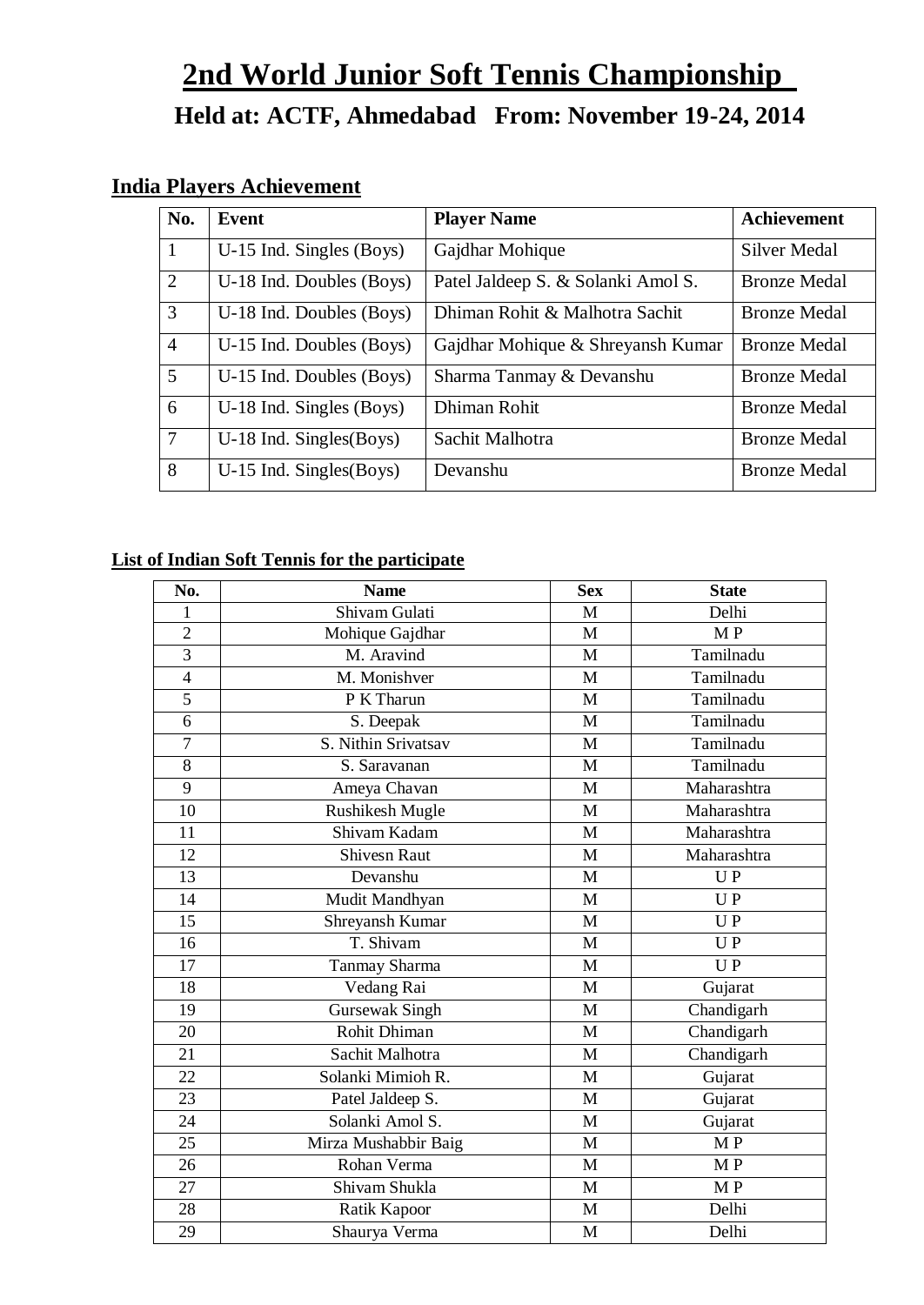# 2nd World Junior Soft Tennis Championship

## Held at: ACTF, Ahmedabad From: November 19-24, 2014

### India Players Achievement

| No. | Event | Player Name | Achievement |
|---|---|---|---|
| 1 | U-15 Ind. Singles (Boys) | Gajdhar Mohique | Silver Medal |
| 2 | U-18 Ind. Doubles (Boys) | Patel Jaldeep S. & Solanki Amol S. | Bronze Medal |
| 3 | U-18 Ind. Doubles (Boys) | Dhiman Rohit & Malhotra Sachit | Bronze Medal |
| 4 | U-15 Ind. Doubles (Boys) | Gajdhar Mohique & Shreyansh Kumar | Bronze Medal |
| 5 | U-15 Ind. Doubles (Boys) | Sharma Tanmay & Devanshu | Bronze Medal |
| 6 | U-18 Ind. Singles (Boys) | Dhiman Rohit | Bronze Medal |
| 7 | U-18 Ind. Singles(Boys) | Sachit Malhotra | Bronze Medal |
| 8 | U-15 Ind. Singles(Boys) | Devanshu | Bronze Medal |

### List of Indian Soft Tennis for the participate

| No. | Name | Sex | State |
|---|---|---|---|
| 1 | Shivam Gulati | M | Delhi |
| 2 | Mohique Gajdhar | M | M P |
| 3 | M. Aravind | M | Tamilnadu |
| 4 | M. Monishver | M | Tamilnadu |
| 5 | P K Tharun | M | Tamilnadu |
| 6 | S. Deepak | M | Tamilnadu |
| 7 | S. Nithin Srivatsav | M | Tamilnadu |
| 8 | S. Saravanan | M | Tamilnadu |
| 9 | Ameya Chavan | M | Maharashtra |
| 10 | Rushikesh Mugle | M | Maharashtra |
| 11 | Shivam Kadam | M | Maharashtra |
| 12 | Shivesn Raut | M | Maharashtra |
| 13 | Devanshu | M | U P |
| 14 | Mudit Mandhyan | M | U P |
| 15 | Shreyansh Kumar | M | U P |
| 16 | T. Shivam | M | U P |
| 17 | Tanmay Sharma | M | U P |
| 18 | Vedang Rai | M | Gujarat |
| 19 | Gursewak Singh | M | Chandigarh |
| 20 | Rohit Dhiman | M | Chandigarh |
| 21 | Sachit Malhotra | M | Chandigarh |
| 22 | Solanki Mimioh R. | M | Gujarat |
| 23 | Patel Jaldeep S. | M | Gujarat |
| 24 | Solanki Amol S. | M | Gujarat |
| 25 | Mirza Mushabbir Baig | M | M P |
| 26 | Rohan Verma | M | M P |
| 27 | Shivam Shukla | M | M P |
| 28 | Ratik Kapoor | M | Delhi |
| 29 | Shaurya Verma | M | Delhi |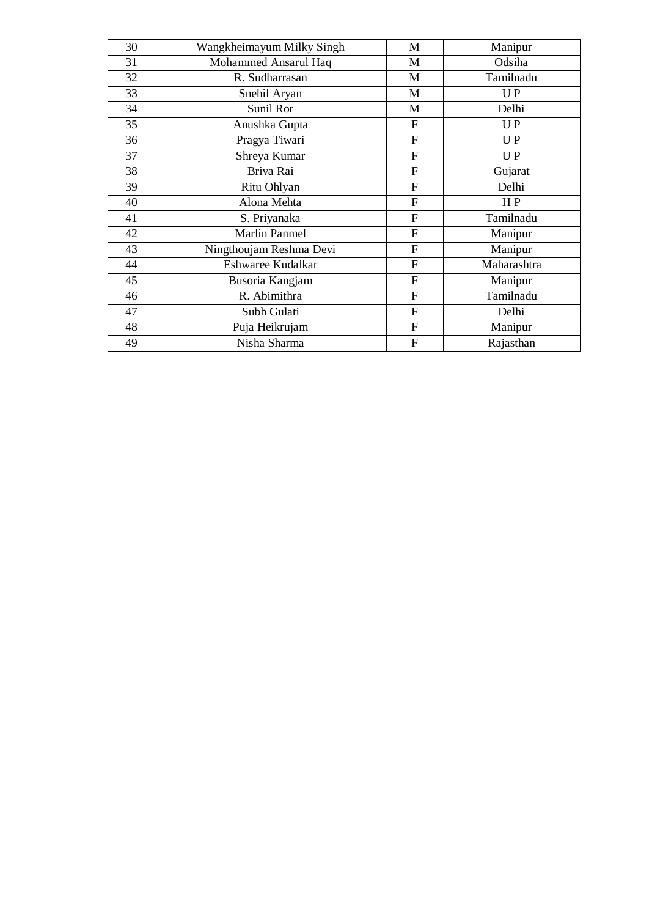| | | | |
|---|---|---|---|
| 30 | Wangkheimayum Milky Singh | M | Manipur |
| 31 | Mohammed Ansarul Haq | M | Odsiha |
| 32 | R. Sudharrasan | M | Tamilnadu |
| 33 | Snehil Aryan | M | U P |
| 34 | Sunil Ror | M | Delhi |
| 35 | Anushka Gupta | F | U P |
| 36 | Pragya Tiwari | F | U P |
| 37 | Shreya Kumar | F | U P |
| 38 | Briva Rai | F | Gujarat |
| 39 | Ritu Ohlyan | F | Delhi |
| 40 | Alona Mehta | F | H P |
| 41 | S. Priyanaka | F | Tamilnadu |
| 42 | Marlin Panmel | F | Manipur |
| 43 | Ningthoujam Reshma Devi | F | Manipur |
| 44 | Eshwaree Kudalkar | F | Maharashtra |
| 45 | Busoria Kangjam | F | Manipur |
| 46 | R. Abimithra | F | Tamilnadu |
| 47 | Subh Gulati | F | Delhi |
| 48 | Puja Heikrujam | F | Manipur |
| 49 | Nisha Sharma | F | Rajasthan |